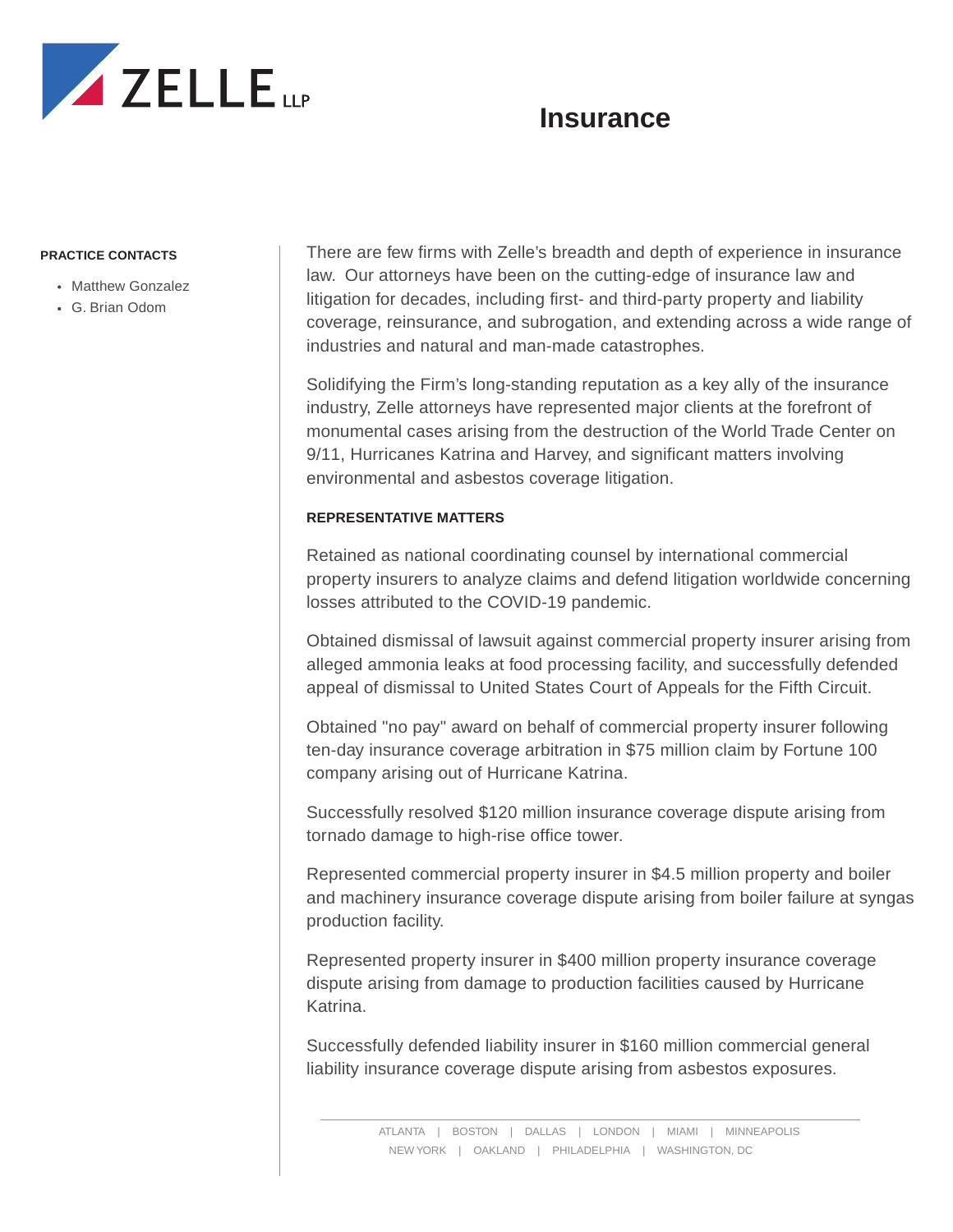ZELLE LLP

# Insurance

**PRACTICE CONTACTS**

- Matthew Gonzalez
- G. Brian Odom

There are few firms with Zelle's breadth and depth of experience in insurance law. Our attorneys have been on the cutting-edge of insurance law and litigation for decades, including first- and third-party property and liability coverage, reinsurance, and subrogation, and extending across a wide range of industries and natural and man-made catastrophes.

Solidifying the Firm's long-standing reputation as a key ally of the insurance industry, Zelle attorneys have represented major clients at the forefront of monumental cases arising from the destruction of the World Trade Center on 9/11, Hurricanes Katrina and Harvey, and significant matters involving environmental and asbestos coverage litigation.

## REPRESENTATIVE MATTERS

Retained as national coordinating counsel by international commercial property insurers to analyze claims and defend litigation worldwide concerning losses attributed to the COVID-19 pandemic.

Obtained dismissal of lawsuit against commercial property insurer arising from alleged ammonia leaks at food processing facility, and successfully defended appeal of dismissal to United States Court of Appeals for the Fifth Circuit.

Obtained "no pay" award on behalf of commercial property insurer following ten-day insurance coverage arbitration in $75 million claim by Fortune 100 company arising out of Hurricane Katrina.

Successfully resolved $120 million insurance coverage dispute arising from tornado damage to high-rise office tower.

Represented commercial property insurer in $4.5 million property and boiler and machinery insurance coverage dispute arising from boiler failure at syngas production facility.

Represented property insurer in $400 million property insurance coverage dispute arising from damage to production facilities caused by Hurricane Katrina.

Successfully defended liability insurer in $160 million commercial general liability insurance coverage dispute arising from asbestos exposures.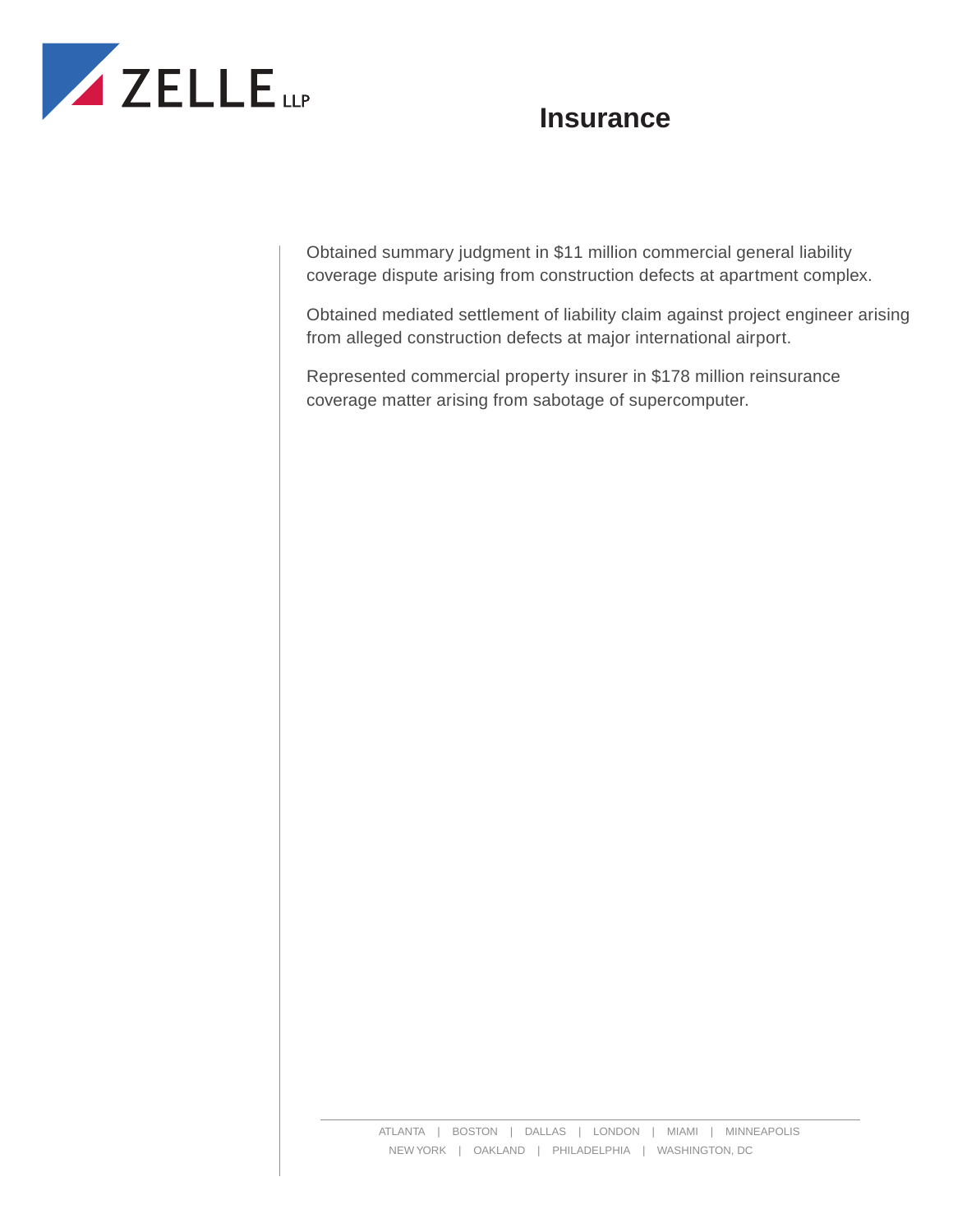# Insurance

Obtained summary judgment in $11 million commercial general liability coverage dispute arising from construction defects at apartment complex.

Obtained mediated settlement of liability claim against project engineer arising from alleged construction defects at major international airport.

Represented commercial property insurer in $178 million reinsurance coverage matter arising from sabotage of supercomputer.